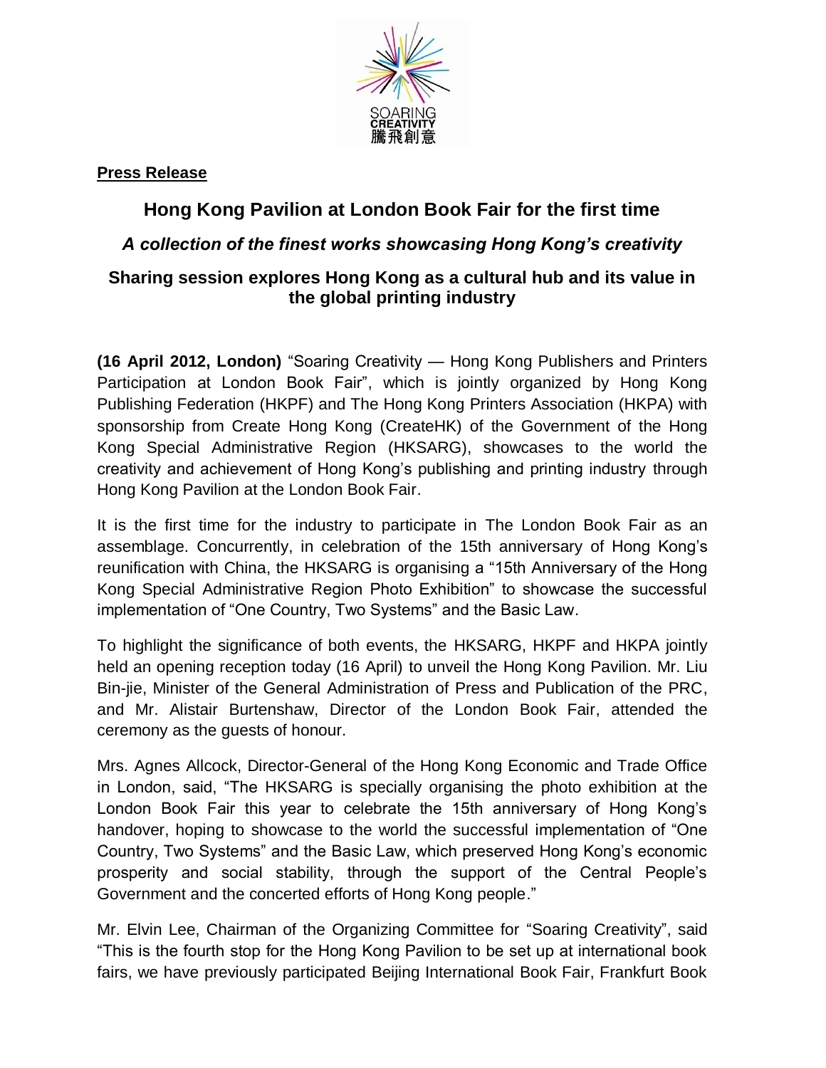SOARING
CREATIVITY
騰飛創意

**Press Release**

# Hong Kong Pavilion at London Book Fair for the first time

### *A collection of the finest works showcasing Hong Kong's creativity*

### Sharing session explores Hong Kong as a cultural hub and its value in the global printing industry

**(16 April 2012, London)** "Soaring Creativity — Hong Kong Publishers and Printers Participation at London Book Fair", which is jointly organized by Hong Kong Publishing Federation (HKPF) and The Hong Kong Printers Association (HKPA) with sponsorship from Create Hong Kong (CreateHK) of the Government of the Hong Kong Special Administrative Region (HKSARG), showcases to the world the creativity and achievement of Hong Kong's publishing and printing industry through Hong Kong Pavilion at the London Book Fair.

It is the first time for the industry to participate in The London Book Fair as an assemblage. Concurrently, in celebration of the 15th anniversary of Hong Kong's reunification with China, the HKSARG is organising a "15th Anniversary of the Hong Kong Special Administrative Region Photo Exhibition" to showcase the successful implementation of "One Country, Two Systems" and the Basic Law.

To highlight the significance of both events, the HKSARG, HKPF and HKPA jointly held an opening reception today (16 April) to unveil the Hong Kong Pavilion. Mr. Liu Bin-jie, Minister of the General Administration of Press and Publication of the PRC, and Mr. Alistair Burtenshaw, Director of the London Book Fair, attended the ceremony as the guests of honour.

Mrs. Agnes Allcock, Director-General of the Hong Kong Economic and Trade Office in London, said, "The HKSARG is specially organising the photo exhibition at the London Book Fair this year to celebrate the 15th anniversary of Hong Kong's handover, hoping to showcase to the world the successful implementation of "One Country, Two Systems" and the Basic Law, which preserved Hong Kong's economic prosperity and social stability, through the support of the Central People's Government and the concerted efforts of Hong Kong people."

Mr. Elvin Lee, Chairman of the Organizing Committee for "Soaring Creativity", said "This is the fourth stop for the Hong Kong Pavilion to be set up at international book fairs, we have previously participated Beijing International Book Fair, Frankfurt Book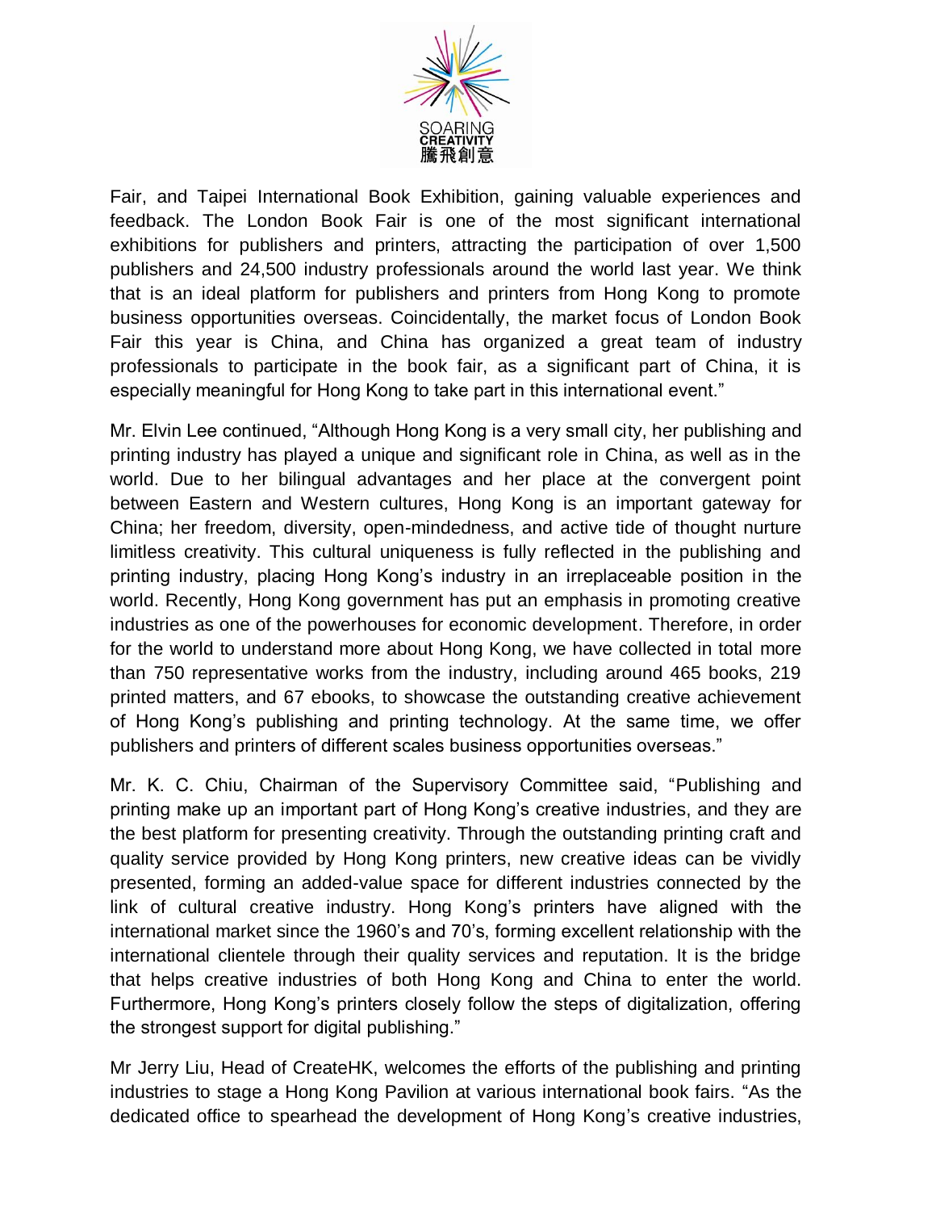Fair, and Taipei International Book Exhibition, gaining valuable experiences and feedback. The London Book Fair is one of the most significant international exhibitions for publishers and printers, attracting the participation of over 1,500 publishers and 24,500 industry professionals around the world last year. We think that is an ideal platform for publishers and printers from Hong Kong to promote business opportunities overseas. Coincidentally, the market focus of London Book Fair this year is China, and China has organized a great team of industry professionals to participate in the book fair, as a significant part of China, it is especially meaningful for Hong Kong to take part in this international event."

Mr. Elvin Lee continued, "Although Hong Kong is a very small city, her publishing and printing industry has played a unique and significant role in China, as well as in the world. Due to her bilingual advantages and her place at the convergent point between Eastern and Western cultures, Hong Kong is an important gateway for China; her freedom, diversity, open-mindedness, and active tide of thought nurture limitless creativity. This cultural uniqueness is fully reflected in the publishing and printing industry, placing Hong Kong's industry in an irreplaceable position in the world. Recently, Hong Kong government has put an emphasis in promoting creative industries as one of the powerhouses for economic development. Therefore, in order for the world to understand more about Hong Kong, we have collected in total more than 750 representative works from the industry, including around 465 books, 219 printed matters, and 67 ebooks, to showcase the outstanding creative achievement of Hong Kong's publishing and printing technology. At the same time, we offer publishers and printers of different scales business opportunities overseas."

Mr. K. C. Chiu, Chairman of the Supervisory Committee said, "Publishing and printing make up an important part of Hong Kong's creative industries, and they are the best platform for presenting creativity. Through the outstanding printing craft and quality service provided by Hong Kong printers, new creative ideas can be vividly presented, forming an added-value space for different industries connected by the link of cultural creative industry. Hong Kong's printers have aligned with the international market since the 1960's and 70's, forming excellent relationship with the international clientele through their quality services and reputation. It is the bridge that helps creative industries of both Hong Kong and China to enter the world. Furthermore, Hong Kong's printers closely follow the steps of digitalization, offering the strongest support for digital publishing."

Mr Jerry Liu, Head of CreateHK, welcomes the efforts of the publishing and printing industries to stage a Hong Kong Pavilion at various international book fairs. "As the dedicated office to spearhead the development of Hong Kong's creative industries,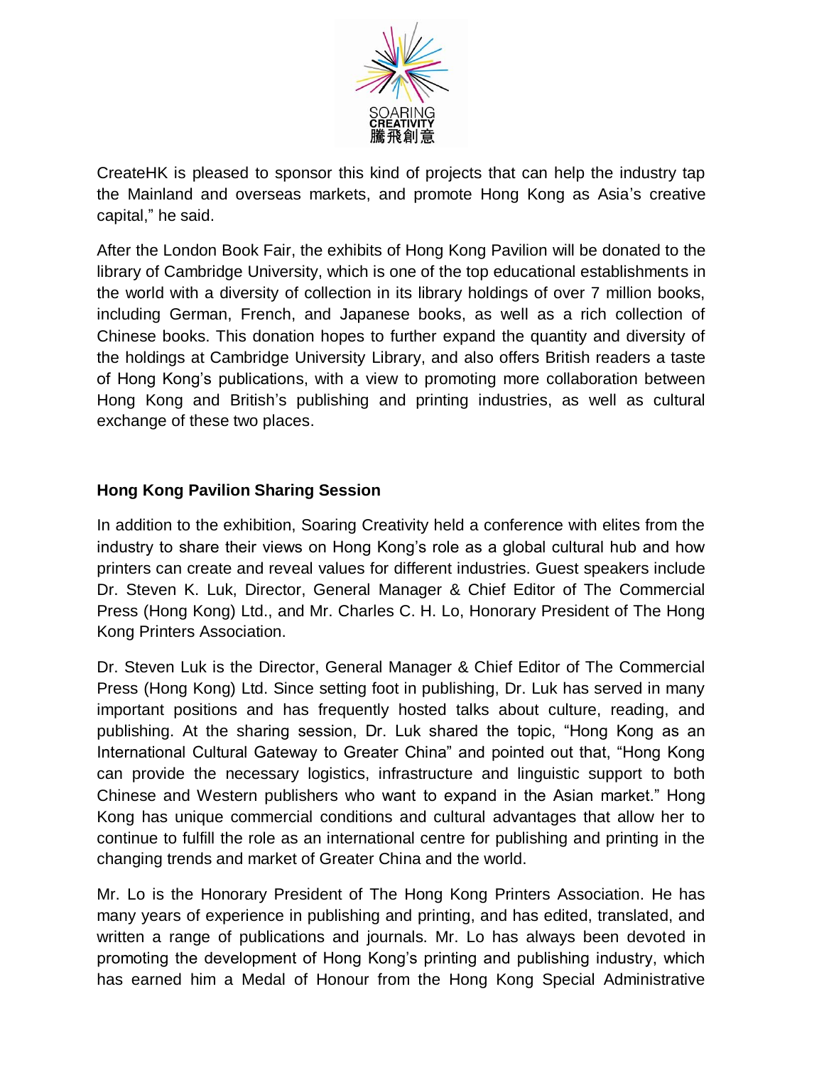CreateHK is pleased to sponsor this kind of projects that can help the industry tap the Mainland and overseas markets, and promote Hong Kong as Asia's creative capital," he said.

After the London Book Fair, the exhibits of Hong Kong Pavilion will be donated to the library of Cambridge University, which is one of the top educational establishments in the world with a diversity of collection in its library holdings of over 7 million books, including German, French, and Japanese books, as well as a rich collection of Chinese books. This donation hopes to further expand the quantity and diversity of the holdings at Cambridge University Library, and also offers British readers a taste of Hong Kong's publications, with a view to promoting more collaboration between Hong Kong and British's publishing and printing industries, as well as cultural exchange of these two places.

**Hong Kong Pavilion Sharing Session**

In addition to the exhibition, Soaring Creativity held a conference with elites from the industry to share their views on Hong Kong's role as a global cultural hub and how printers can create and reveal values for different industries. Guest speakers include Dr. Steven K. Luk, Director, General Manager & Chief Editor of The Commercial Press (Hong Kong) Ltd., and Mr. Charles C. H. Lo, Honorary President of The Hong Kong Printers Association.

Dr. Steven Luk is the Director, General Manager & Chief Editor of The Commercial Press (Hong Kong) Ltd. Since setting foot in publishing, Dr. Luk has served in many important positions and has frequently hosted talks about culture, reading, and publishing. At the sharing session, Dr. Luk shared the topic, "Hong Kong as an International Cultural Gateway to Greater China" and pointed out that, "Hong Kong can provide the necessary logistics, infrastructure and linguistic support to both Chinese and Western publishers who want to expand in the Asian market." Hong Kong has unique commercial conditions and cultural advantages that allow her to continue to fulfill the role as an international centre for publishing and printing in the changing trends and market of Greater China and the world.

Mr. Lo is the Honorary President of The Hong Kong Printers Association. He has many years of experience in publishing and printing, and has edited, translated, and written a range of publications and journals. Mr. Lo has always been devoted in promoting the development of Hong Kong's printing and publishing industry, which has earned him a Medal of Honour from the Hong Kong Special Administrative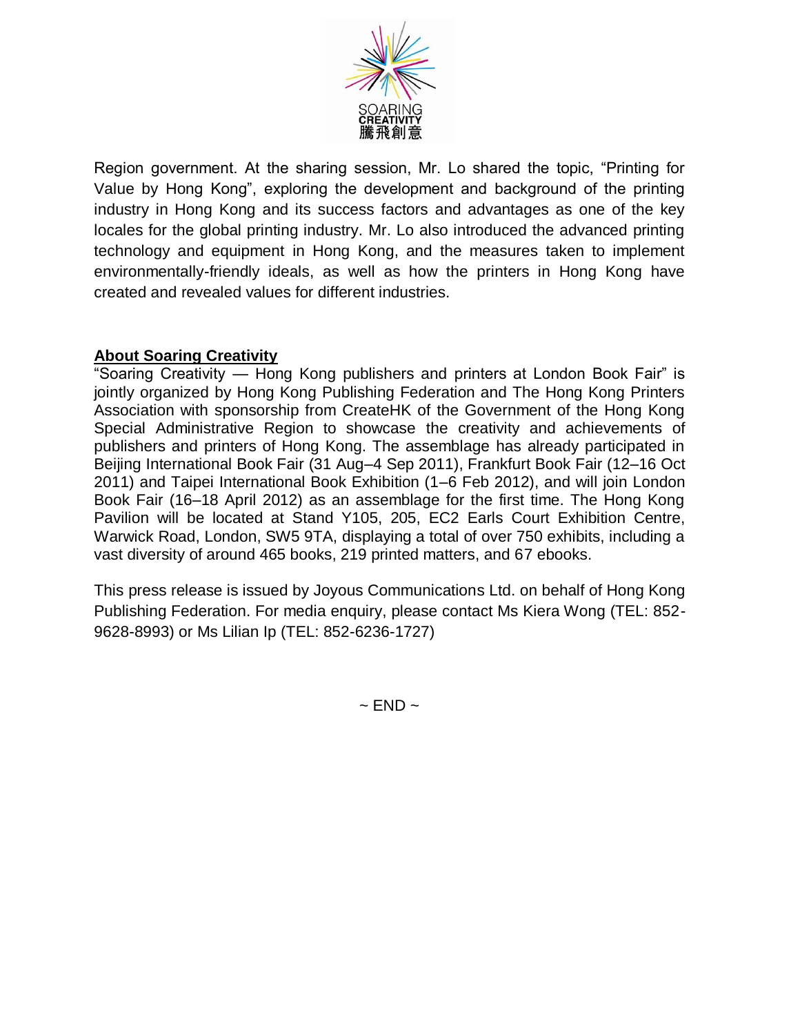Region government. At the sharing session, Mr. Lo shared the topic, "Printing for Value by Hong Kong", exploring the development and background of the printing industry in Hong Kong and its success factors and advantages as one of the key locales for the global printing industry. Mr. Lo also introduced the advanced printing technology and equipment in Hong Kong, and the measures taken to implement environmentally-friendly ideals, as well as how the printers in Hong Kong have created and revealed values for different industries.

**About Soaring Creativity**

"Soaring Creativity — Hong Kong publishers and printers at London Book Fair" is jointly organized by Hong Kong Publishing Federation and The Hong Kong Printers Association with sponsorship from CreateHK of the Government of the Hong Kong Special Administrative Region to showcase the creativity and achievements of publishers and printers of Hong Kong. The assemblage has already participated in Beijing International Book Fair (31 Aug–4 Sep 2011), Frankfurt Book Fair (12–16 Oct 2011) and Taipei International Book Exhibition (1–6 Feb 2012), and will join London Book Fair (16–18 April 2012) as an assemblage for the first time. The Hong Kong Pavilion will be located at Stand Y105, 205, EC2 Earls Court Exhibition Centre, Warwick Road, London, SW5 9TA, displaying a total of over 750 exhibits, including a vast diversity of around 465 books, 219 printed matters, and 67 ebooks.

This press release is issued by Joyous Communications Ltd. on behalf of Hong Kong Publishing Federation. For media enquiry, please contact Ms Kiera Wong (TEL: 852-9628-8993) or Ms Lilian Ip (TEL: 852-6236-1727)

~ END ~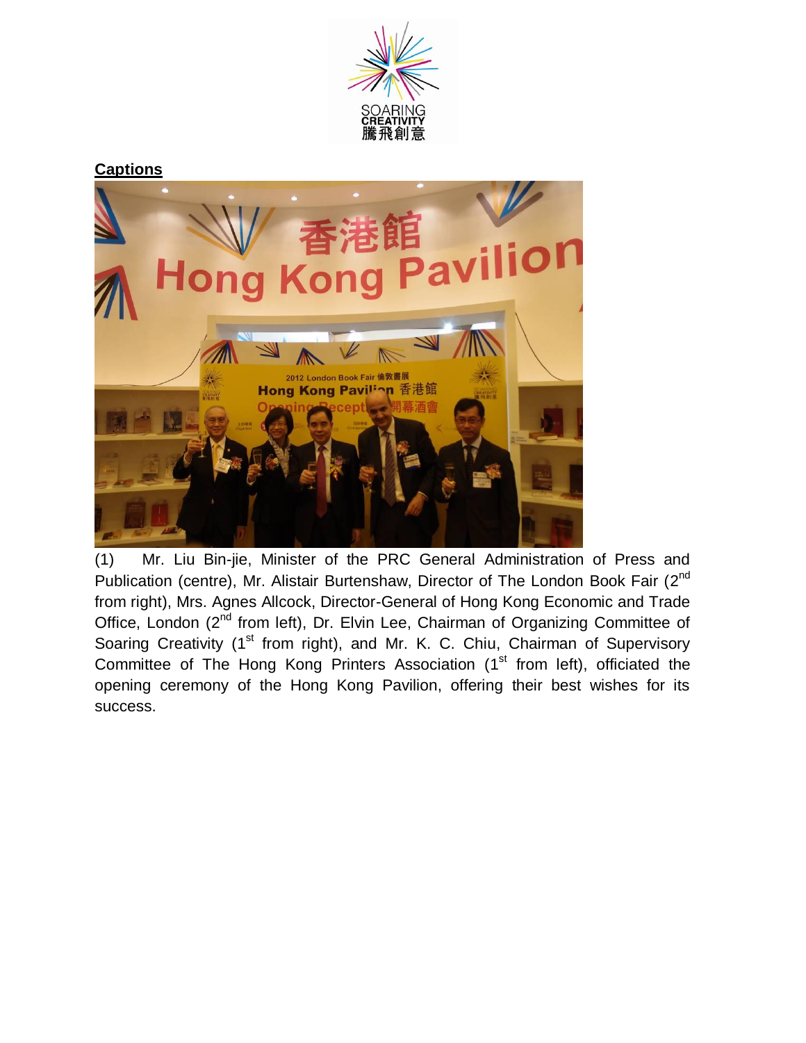**Captions**

(1) Mr. Liu Bin-jie, Minister of the PRC General Administration of Press and Publication (centre), Mr. Alistair Burtenshaw, Director of The London Book Fair (2nd from right), Mrs. Agnes Allcock, Director-General of Hong Kong Economic and Trade Office, London (2nd from left), Dr. Elvin Lee, Chairman of Organizing Committee of Soaring Creativity (1st from right), and Mr. K. C. Chiu, Chairman of Supervisory Committee of The Hong Kong Printers Association (1st from left), officiated the opening ceremony of the Hong Kong Pavilion, offering their best wishes for its success.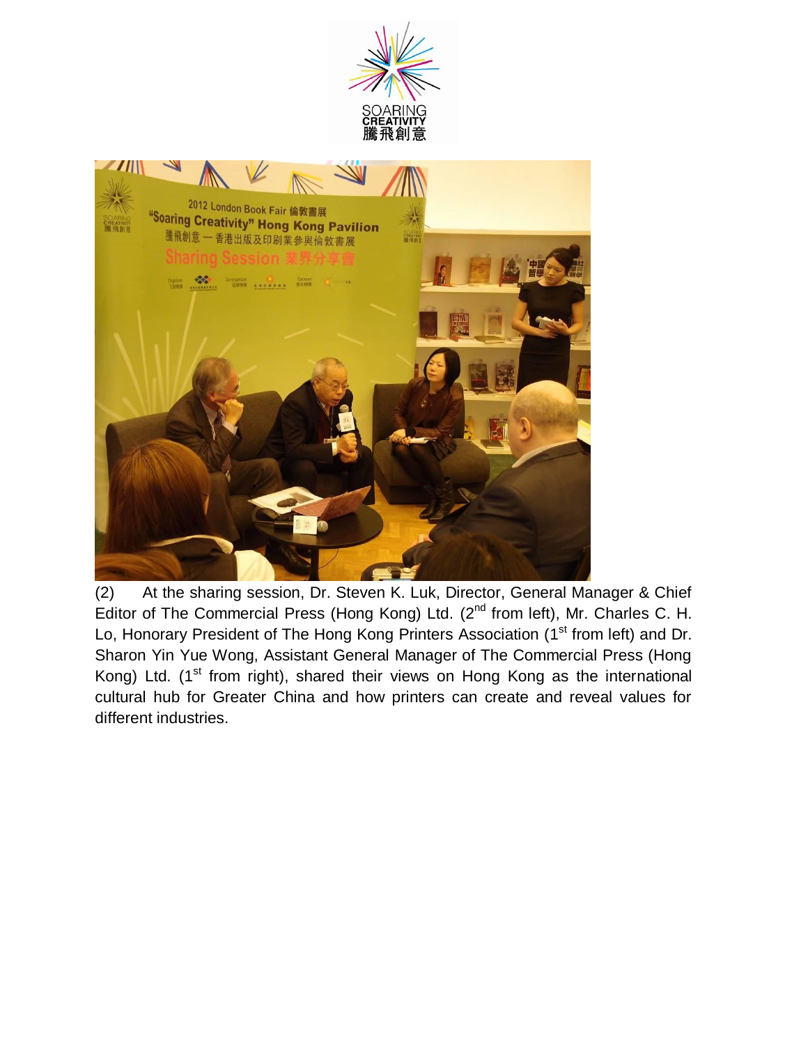(2) At the sharing session, Dr. Steven K. Luk, Director, General Manager & Chief Editor of The Commercial Press (Hong Kong) Ltd. (2nd from left), Mr. Charles C. H. Lo, Honorary President of The Hong Kong Printers Association (1st from left) and Dr. Sharon Yin Yue Wong, Assistant General Manager of The Commercial Press (Hong Kong) Ltd. (1st from right), shared their views on Hong Kong as the international cultural hub for Greater China and how printers can create and reveal values for different industries.